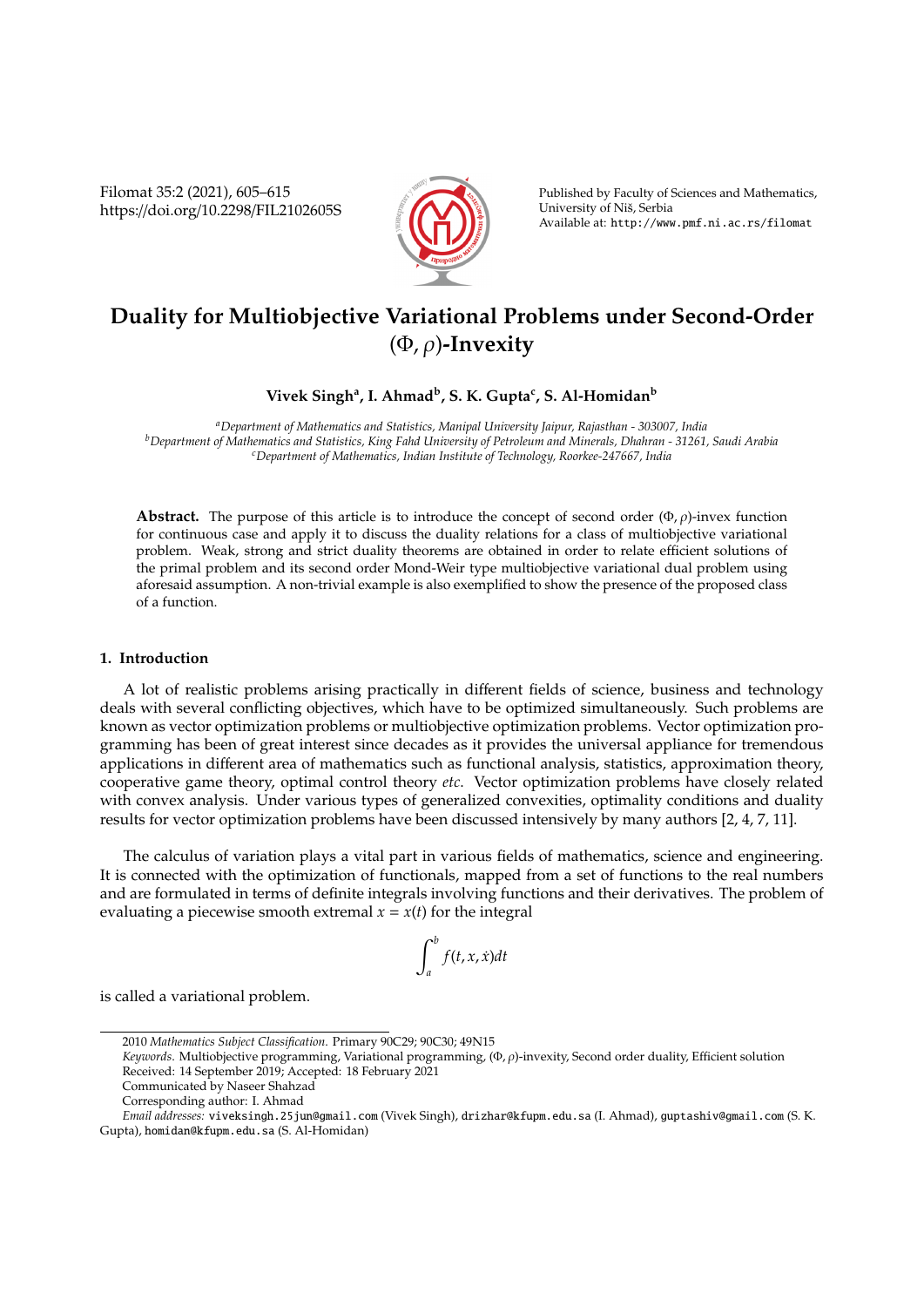# Duality for Multiobjective Variational Problems under Second-Order $(\Phi, \rho)$-Invexity

**Vivek Singh[a], I. Ahmad[b], S. K. Gupta[c], S. Al-Homidan[b]**

[a] *Department of Mathematics and Statistics, Manipal University Jaipur, Rajasthan - 303007, India*
[b] *Department of Mathematics and Statistics, King Fahd University of Petroleum and Minerals, Dhahran - 31261, Saudi Arabia*
[c] *Department of Mathematics, Indian Institute of Technology, Roorkee-247667, India*

**Abstract.** The purpose of this article is to introduce the concept of second order $(\Phi, \rho)$-invex function for continuous case and apply it to discuss the duality relations for a class of multiobjective variational problem. Weak, strong and strict duality theorems are obtained in order to relate efficient solutions of the primal problem and its second order Mond-Weir type multiobjective variational dual problem using aforesaid assumption. A non-trivial example is also exemplified to show the presence of the proposed class of a function.

## 1. Introduction

A lot of realistic problems arising practically in different fields of science, business and technology deals with several conflicting objectives, which have to be optimized simultaneously. Such problems are known as vector optimization problems or multiobjective optimization problems. Vector optimization programming has been of great interest since decades as it provides the universal appliance for tremendous applications in different area of mathematics such as functional analysis, statistics, approximation theory, cooperative game theory, optimal control theory *etc*. Vector optimization problems have closely related with convex analysis. Under various types of generalized convexities, optimality conditions and duality results for vector optimization problems have been discussed intensively by many authors [2, 4, 7, 11].

The calculus of variation plays a vital part in various fields of mathematics, science and engineering. It is connected with the optimization of functionals, mapped from a set of functions to the real numbers and are formulated in terms of definite integrals involving functions and their derivatives. The problem of evaluating a piecewise smooth extremal $x = x(t)$ for the integral

$$\int_a^b f(t, x, \dot{x})dt$$

is called a variational problem.

---

2010 *Mathematics Subject Classification*. Primary 90C29; 90C30; 49N15

*Keywords*. Multiobjective programming, Variational programming, $(\Phi, \rho)$-invexity, Second order duality, Efficient solution

Received: 14 September 2019; Accepted: 18 February 2021

Communicated by Naseer Shahzad

Corresponding author: I. Ahmad

*Email addresses:* viveksingh.25jun@gmail.com (Vivek Singh), drizhar@kfupm.edu.sa (I. Ahmad), guptashiv@gmail.com (S. K. Gupta), homidan@kfupm.edu.sa (S. Al-Homidan)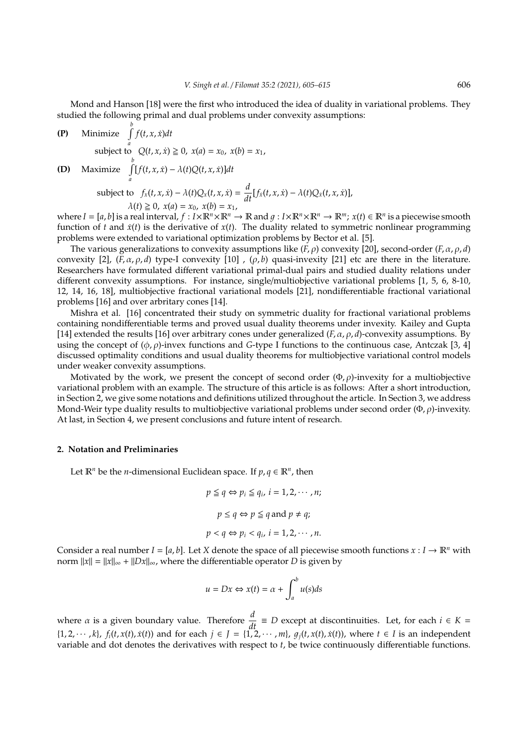Mond and Hanson [18] were the first who introduced the idea of duality in variational problems. They studied the following primal and dual problems under convexity assumptions:

**(P)** Minimize $\int_a^b f(t, x, \dot{x})dt$

subject to $Q(t, x, \dot{x}) \geqq 0,\ x(a) = x_0,\ x(b) = x_1,$

**(D)** Maximize $\int_a^b [f(t, x, \dot{x}) - \lambda(t)Q(t, x, \dot{x})]dt$

subject to $f_x(t, x, \dot{x}) - \lambda(t)Q_x(t, x, \dot{x}) = \frac{d}{dt}[f_{\dot{x}}(t, x, \dot{x}) - \lambda(t)Q_{\dot{x}}(t, x, \dot{x})],$

$\lambda(t) \geqq 0,\ x(a) = x_0,\ x(b) = x_1,$

where $I = [a, b]$ is a real interval, $f : I \times \mathbb{R}^n \times \mathbb{R}^n \to \mathbb{R}$ and $g : I \times \mathbb{R}^n \times \mathbb{R}^n \to \mathbb{R}^m$; $x(t) \in \mathbb{R}^n$ is a piecewise smooth function of $t$ and $\dot{x}(t)$ is the derivative of $x(t)$. The duality related to symmetric nonlinear programming problems were extended to variational optimization problems by Bector et al. [5].

The various generalizations to convexity assumptions like $(F, \rho)$ convexity [20], second-order $(F, \alpha, \rho, d)$ convexity [2], $(F, \alpha, \rho, d)$ type-I convexity [10] , $(\rho, b)$ quasi-invexity [21] etc are there in the literature. Researchers have formulated different variational primal-dual pairs and studied duality relations under different convexity assumptions. For instance, single/multiobjective variational problems [1, 5, 6, 8-10, 12, 14, 16, 18], multiobjective fractional variational models [21], nondifferentiable fractional variational problems [16] and over arbritary cones [14].

Mishra et al. [16] concentrated their study on symmetric duality for fractional variational problems containing nondifferentiable terms and proved usual duality theorems under invexity. Kailey and Gupta [14] extended the results [16] over arbitrary cones under generalized $(F, \alpha, \rho, d)$-convexity assumptions. By using the concept of $(\phi, \rho)$-invex functions and $G$-type I functions to the continuous case, Antczak [3, 4] discussed optimality conditions and usual duality theorems for multiobjective variational control models under weaker convexity assumptions.

Motivated by the work, we present the concept of second order $(\Phi, \rho)$-invexity for a multiobjective variational problem with an example. The structure of this article is as follows: After a short introduction, in Section 2, we give some notations and definitions utilized throughout the article. In Section 3, we address Mond-Weir type duality results to multiobjective variational problems under second order $(\Phi, \rho)$-invexity. At last, in Section 4, we present conclusions and future intent of research.

## 2. Notation and Preliminaries

Let $\mathbb{R}^n$ be the $n$-dimensional Euclidean space. If $p, q \in \mathbb{R}^n$, then

$$p \leqq q \Leftrightarrow p_i \leqq q_i,\ i = 1, 2, \cdots, n;$$

$$p \leq q \Leftrightarrow p \leqq q \text{ and } p \neq q;$$

$$p < q \Leftrightarrow p_i < q_i,\ i = 1, 2, \cdots, n.$$

Consider a real number $I = [a, b]$. Let $X$ denote the space of all piecewise smooth functions $x : I \to \mathbb{R}^n$ with norm $\|x\| = \|x\|_\infty + \|Dx\|_\infty$, where the differentiable operator $D$ is given by

$$u = Dx \Leftrightarrow x(t) = \alpha + \int_a^b u(s)ds$$

where $\alpha$ is a given boundary value. Therefore $\frac{d}{dt} \equiv D$ except at discontinuities. Let, for each $i \in K = \{1, 2, \cdots, k\}$, $f_i(t, x(t), \dot{x}(t))$ and for each $j \in J = \{1, 2, \cdots, m\}$, $g_j(t, x(t), \dot{x}(t))$, where $t \in I$ is an independent variable and dot denotes the derivatives with respect to $t$, be twice continuously differentiable functions.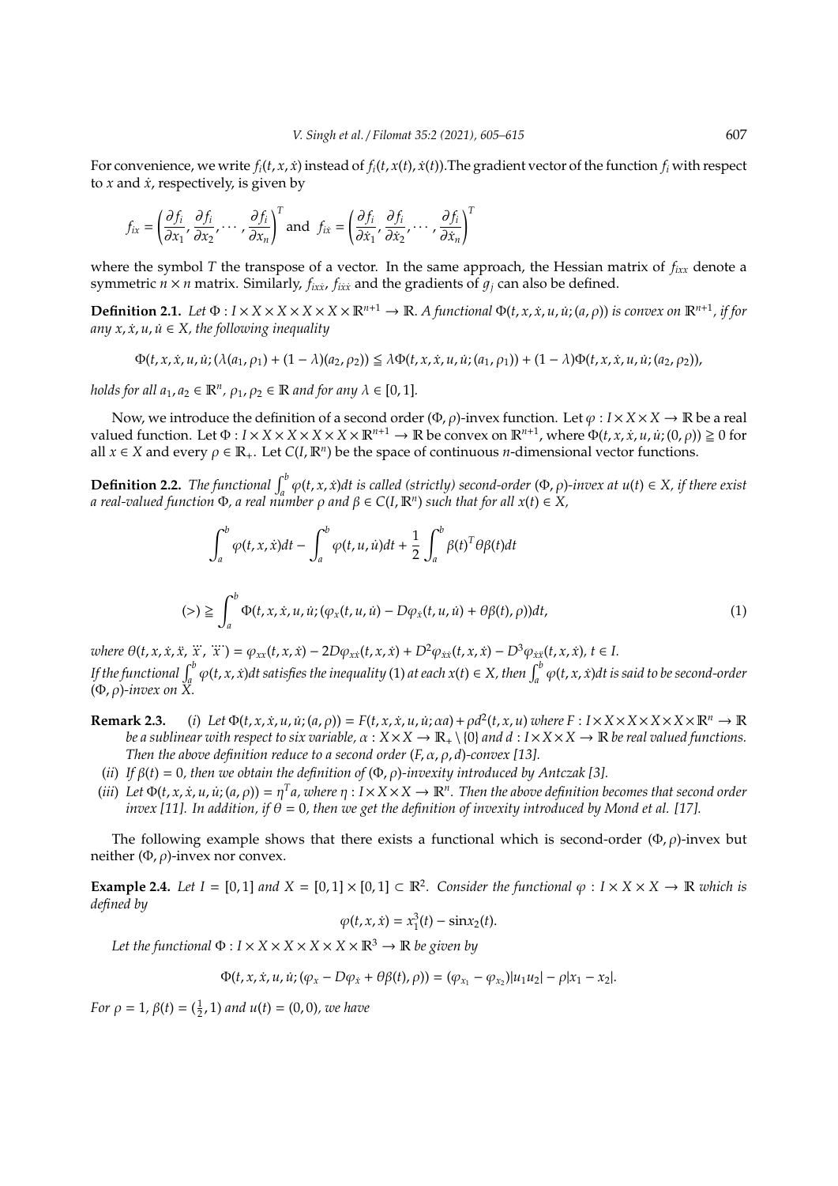For convenience, we write $f_i(t, x, \dot{x})$ instead of $f_i(t, x(t), \dot{x}(t))$.The gradient vector of the function $f_i$ with respect to $x$ and $\dot{x}$, respectively, is given by

$$f_{ix} = \left(\frac{\partial f_i}{\partial x_1}, \frac{\partial f_i}{\partial x_2}, \cdots, \frac{\partial f_i}{\partial x_n}\right)^T \text{ and } f_{i\dot{x}} = \left(\frac{\partial f_i}{\partial \dot{x}_1}, \frac{\partial f_i}{\partial \dot{x}_2}, \cdots, \frac{\partial f_i}{\partial \dot{x}_n}\right)^T$$

where the symbol $T$ the transpose of a vector. In the same approach, the Hessian matrix of $f_{ixx}$ denote a symmetric $n \times n$ matrix. Similarly, $f_{ix\dot{x}}$, $f_{i\dot{x}\dot{x}}$ and the gradients of $g_j$ can also be defined.

**Definition 2.1.** *Let $\Phi : I \times X \times X \times X \times X \times \mathbb{R}^{n+1} \to \mathbb{R}$. A functional $\Phi(t, x, \dot{x}, u, \dot{u}; (a, \rho))$ is convex on $\mathbb{R}^{n+1}$, if for any $x, \dot{x}, u, \dot{u} \in X$, the following inequality*

$$\Phi(t, x, \dot{x}, u, \dot{u}; (\lambda(a_1, \rho_1) + (1 - \lambda)(a_2, \rho_2)) \leqq \lambda\Phi(t, x, \dot{x}, u, \dot{u}; (a_1, \rho_1)) + (1 - \lambda)\Phi(t, x, \dot{x}, u, \dot{u}; (a_2, \rho_2)),$$

*holds for all $a_1, a_2 \in \mathbb{R}^n$, $\rho_1, \rho_2 \in \mathbb{R}$ and for any $\lambda \in [0, 1]$.*

Now, we introduce the definition of a second order $(\Phi, \rho)$-invex function. Let $\varphi : I \times X \times X \to \mathbb{R}$ be a real valued function. Let $\Phi : I \times X \times X \times X \times X \times \mathbb{R}^{n+1} \to \mathbb{R}$ be convex on $\mathbb{R}^{n+1}$, where $\Phi(t, x, \dot{x}, u, \dot{u}; (0, \rho)) \geqq 0$ for all $x \in X$ and every $\rho \in \mathbb{R}_+$. Let $C(I, \mathbb{R}^n)$ be the space of continuous $n$-dimensional vector functions.

**Definition 2.2.** *The functional $\int_a^b \varphi(t, x, \dot{x})dt$ is called (strictly) second-order $(\Phi, \rho)$-invex at $u(t) \in X$, if there exist a real-valued function $\Phi$, a real number $\rho$ and $\beta \in C(I, \mathbb{R}^n)$ such that for all $x(t) \in X$,*

$$\int_a^b \varphi(t, x, \dot{x})dt - \int_a^b \varphi(t, u, \dot{u})dt + \frac{1}{2}\int_a^b \beta(t)^T\theta\beta(t)dt$$

$$(>) \geqq \int_a^b \Phi(t, x, \dot{x}, u, \dot{u}; (\varphi_x(t, u, \dot{u}) - D\varphi_{\dot{x}}(t, u, \dot{u}) + \theta\beta(t), \rho))dt, \tag{1}$$

*where $\theta(t, x, \dot{x}, \ddot{x}, \dddot{x}, \ddddot{x}) = \varphi_{xx}(t, x, \dot{x}) - 2D\varphi_{x\dot{x}}(t, x, \dot{x}) + D^2\varphi_{\dot{x}\dot{x}}(t, x, \dot{x}) - D^3\varphi_{\dot{x}\dot{x}}(t, x, \dot{x})$, $t \in I$.*
*If the functional $\int_a^b \varphi(t, x, \dot{x})dt$ satisfies the inequality (1) at each $x(t) \in X$, then $\int_a^b \varphi(t, x, \dot{x})dt$ is said to be second-order $(\Phi, \rho)$-invex on $X$.*

**Remark 2.3.** (*i*) *Let $\Phi(t, x, \dot{x}, u, \dot{u}; (a, \rho)) = F(t, x, \dot{x}, u, \dot{u}; \alpha a) + \rho d^2(t, x, u)$ where $F : I \times X \times X \times X \times X \times \mathbb{R}^n \to \mathbb{R}$ be a sublinear with respect to six variable, $\alpha : X \times X \to \mathbb{R}_+ \setminus \{0\}$ and $d : I \times X \times X \to \mathbb{R}$ be real valued functions. Then the above definition reduce to a second order $(F, \alpha, \rho, d)$-convex [13].*

(*ii*) *If $\beta(t) = 0$, then we obtain the definition of $(\Phi, \rho)$-invexity introduced by Antczak [3].*

(*iii*) *Let $\Phi(t, x, \dot{x}, u, \dot{u}; (a, \rho)) = \eta^T a$, where $\eta : I \times X \times X \to \mathbb{R}^n$. Then the above definition becomes that second order invex [11]. In addition, if $\theta = 0$, then we get the definition of invexity introduced by Mond et al. [17].*

The following example shows that there exists a functional which is second-order $(\Phi, \rho)$-invex but neither $(\Phi, \rho)$-invex nor convex.

**Example 2.4.** *Let $I = [0, 1]$ and $X = [0, 1] \times [0, 1] \subset \mathbb{R}^2$. Consider the functional $\varphi : I \times X \times X \to \mathbb{R}$ which is defined by*

$$\varphi(t, x, \dot{x}) = x_1^3(t) - \sin x_2(t).$$

*Let the functional $\Phi : I \times X \times X \times X \times X \times \mathbb{R}^3 \to \mathbb{R}$ be given by*

$$\Phi(t, x, \dot{x}, u, \dot{u}; (\varphi_x - D\varphi_{\dot{x}} + \theta\beta(t), \rho)) = (\varphi_{x_1} - \varphi_{x_2})|u_1 u_2| - \rho|x_1 - x_2|.$$

*For $\rho = 1$, $\beta(t) = (\frac{1}{2}, 1)$ and $u(t) = (0, 0)$, we have*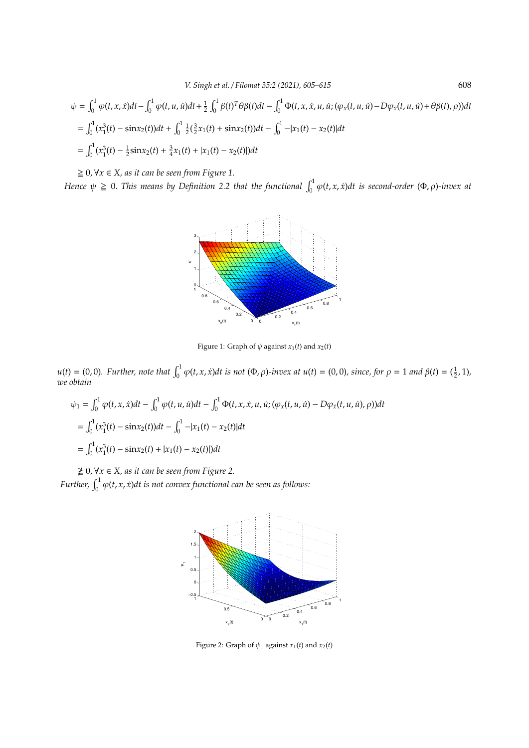$$\psi = \int_0^1 \varphi(t,x,\dot{x})dt - \int_0^1 \varphi(t,u,\dot{u})dt + \frac{1}{2}\int_0^1 \beta(t)^T\theta\beta(t)dt - \int_0^1 \Phi(t,x,\dot{x},u,\dot{u};(\varphi_x(t,u,\dot{u}) - D\varphi_{\dot{x}}(t,u,\dot{u}) + \theta\beta(t),\rho))dt$$

$$= \int_0^1 (x_1^3(t) - \sin x_2(t))dt + \int_0^1 \frac{1}{2}(\frac{3}{2}x_1(t) + \sin x_2(t))dt - \int_0^1 -|x_1(t) - x_2(t)|dt$$

$$= \int_0^1 (x_1^3(t) - \frac{1}{2}\sin x_2(t) + \frac{3}{4}x_1(t) + |x_1(t) - x_2(t)|)dt$$

$\geqq 0, \forall x \in X$, *as it can be seen from Figure 1.*

*Hence* $\psi \geqq 0$. *This means by Definition 2.2 that the functional* $\int_0^1 \varphi(t,x,\dot{x})dt$ *is second-order* $(\Phi,\rho)$*-invex at*

Figure 1: Graph of $\psi$ against $x_1(t)$ and $x_2(t)$

$u(t) = (0,0)$. *Further, note that* $\int_0^1 \varphi(t,x,\dot{x})dt$ *is not* $(\Phi,\rho)$*-invex at* $u(t) = (0,0)$, *since, for* $\rho = 1$ *and* $\beta(t) = (\frac{1}{2},1)$, *we obtain*

$$\psi_1 = \int_0^1 \varphi(t,x,\dot{x})dt - \int_0^1 \varphi(t,u,\dot{u})dt - \int_0^1 \Phi(t,x,\dot{x},u,\dot{u};(\varphi_x(t,u,\dot{u}) - D\varphi_{\dot{x}}(t,u,\dot{u}),\rho))dt$$

$$= \int_0^1 (x_1^3(t) - \sin x_2(t))dt - \int_0^1 -|x_1(t) - x_2(t)|dt$$

$$= \int_0^1 (x_1^3(t) - \sin x_2(t) + |x_1(t) - x_2(t)|)dt$$

$\ngeqq 0, \forall x \in X$, *as it can be seen from Figure 2.*

*Further,* $\int_0^1 \varphi(t,x,\dot{x})dt$ *is not convex functional can be seen as follows:*

Figure 2: Graph of $\psi_1$ against $x_1(t)$ and $x_2(t)$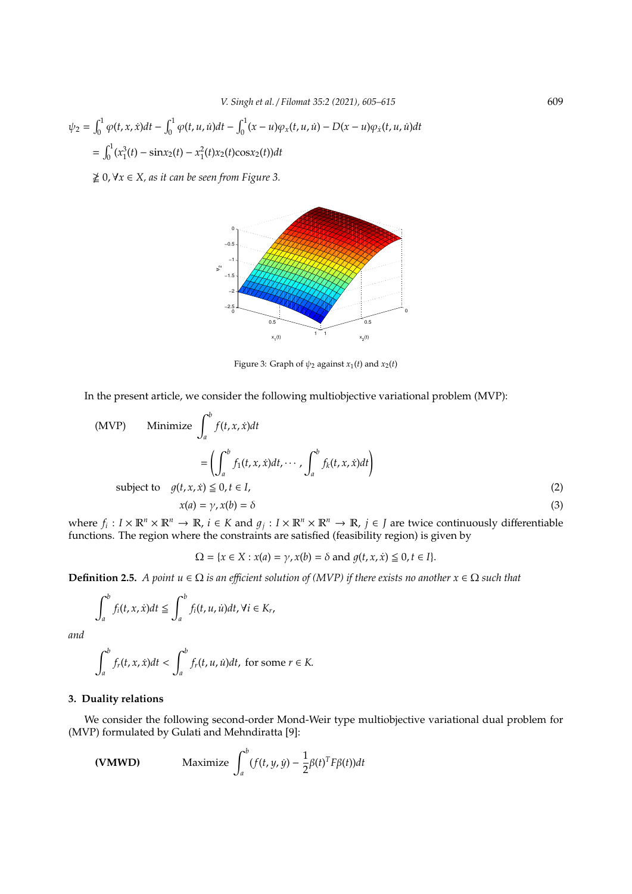$$\psi_2 = \int_0^1 \varphi(t,x,\dot{x})dt - \int_0^1 \varphi(t,u,\dot{u})dt - \int_0^1 (x-u)\varphi_x(t,u,\dot{u}) - D(x-u)\varphi_{\dot{x}}(t,u,\dot{u})dt$$

$$= \int_0^1 (x_1^3(t) - \sin x_2(t) - x_1^2(t)x_2(t)\cos x_2(t))dt$$

$\ngeqq 0, \forall x \in X$, *as it can be seen from Figure 3.*

Figure 3: Graph of $\psi_2$ against $x_1(t)$ and $x_2(t)$

In the present article, we consider the following multiobjective variational problem (MVP):

$$\text{(MVP)} \qquad \text{Minimize } \int_a^b f(t,x,\dot{x})dt$$

$$= \left( \int_a^b f_1(t,x,\dot{x})dt, \cdots, \int_a^b f_k(t,x,\dot{x})dt \right)$$

$$\text{subject to} \quad g(t,x,\dot{x}) \leqq 0, t \in I, \tag{2}$$

$$x(a) = \gamma, x(b) = \delta \tag{3}$$

where $f_i : I \times \mathbb{R}^n \times \mathbb{R}^n \to \mathbb{R}$, $i \in K$ and $g_j : I \times \mathbb{R}^n \times \mathbb{R}^n \to \mathbb{R}$, $j \in J$ are twice continuously differentiable functions. The region where the constraints are satisfied (feasibility region) is given by

$$\Omega = \{x \in X : x(a) = \gamma, x(b) = \delta \text{ and } g(t,x,\dot{x}) \leqq 0, t \in I\}.$$

**Definition 2.5.** *A point $u \in \Omega$ is an efficient solution of (MVP) if there exists no another $x \in \Omega$ such that*

$$\int_a^b f_i(t,x,\dot{x})dt \leqq \int_a^b f_i(t,u,\dot{u})dt, \forall i \in K_r,$$

*and*

$$\int_a^b f_r(t,x,\dot{x})dt < \int_a^b f_r(t,u,\dot{u})dt, \text{ for some } r \in K.$$

### 3. Duality relations

We consider the following second-order Mond-Weir type multiobjective variational dual problem for (MVP) formulated by Gulati and Mehndiratta [9]:

$$\textbf{(VMWD)} \qquad \text{Maximize } \int_a^b (f(t,y,\dot{y}) - \frac{1}{2}\beta(t)^T F \beta(t))dt$$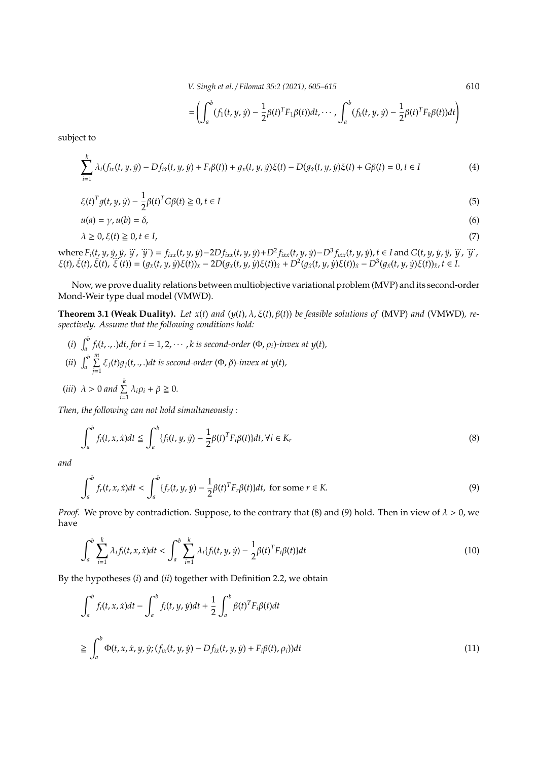$$= \left( \int_a^b (f_1(t, y, \dot{y}) - \frac{1}{2}\beta(t)^T F_1 \beta(t))dt, \cdots, \int_a^b (f_k(t, y, \dot{y}) - \frac{1}{2}\beta(t)^T F_k \beta(t))dt \right)$$

subject to

$$\sum_{i=1}^{k} \lambda_i (f_{ix}(t, y, \dot{y}) - D f_{i\dot{x}}(t, y, \dot{y}) + F_i \beta(t)) + g_x(t, y, \dot{y})\xi(t) - D(g_{\dot{x}}(t, y, \dot{y})\xi(t) + G\beta(t) = 0, t \in I \tag{4}$$

$$\xi(t)^T g(t, y, \dot{y}) - \frac{1}{2}\beta(t)^T G \beta(t) \geqq 0, t \in I \tag{5}$$

$$u(a) = \gamma, u(b) = \delta, \tag{6}$$

$$\lambda \geq 0, \xi(t) \geqq 0, t \in I, \tag{7}$$

where $F_i(t, y, \dot{y}, \ddot{y}, \dddot{y}, \ddddot{y}) = f_{ixx}(t, y, \dot{y}) - 2D f_{ix\dot{x}}(t, y, \dot{y}) + D^2 f_{i\dot{x}\dot{x}}(t, y, \dot{y}) - D^3 f_{i\dot{x}\ddot{x}}(t, y, \dot{y}), t \in I$ and $G(t, y, \dot{y}, \ddot{y}, \dddot{y}, \ddddot{y}, \xi(t), \dot{\xi}(t), \ddot{\xi}(t), \dddot{\xi}(t)) = (g_x(t, y, \dot{y})\xi(t))_x - 2D(g_x(t, y, \dot{y})\xi(t))_{\dot{x}} + D^2(g_{\dot{x}}(t, y, \dot{y})\xi(t))_{\dot{x}} - D^3(g_{\dot{x}}(t, y, \dot{y})\xi(t))_{\ddot{x}}, t \in I.$

Now, we prove duality relations between multiobjective variational problem (MVP) and its second-order Mond-Weir type dual model (VMWD).

**Theorem 3.1 (Weak Duality).** *Let $x(t)$ and $(y(t), \lambda, \xi(t), \beta(t))$ be feasible solutions of* (MVP) *and* (VMWD)*, respectively. Assume that the following conditions hold:*

(*i*) $\int_a^b f_i(t, ., .)dt$, *for $i = 1, 2, \cdots, k$ is second-order $(\Phi, \rho_i)$-invex at $y(t)$,*

(*ii*) $\int_a^b \sum_{j=1}^{m} \xi_j(t) g_j(t, ., .)dt$ *is second-order $(\Phi, \breve{\rho})$-invex at $y(t)$,*

(*iii*) $\lambda > 0$ *and* $\sum_{i=1}^{k} \lambda_i \rho_i + \breve{\rho} \geqq 0.$

*Then, the following can not hold simultaneously :*

$$\int_a^b f_i(t, x, \dot{x})dt \leqq \int_a^b \{f_i(t, y, \dot{y}) - \frac{1}{2}\beta(t)^T F_i \beta(t)\}dt, \forall i \in K_r \tag{8}$$

*and*

$$\int_a^b f_r(t, x, \dot{x})dt < \int_a^b \{f_r(t, y, \dot{y}) - \frac{1}{2}\beta(t)^T F_r \beta(t)\}dt, \text{ for some } r \in K. \tag{9}$$

*Proof.* We prove by contradiction. Suppose, to the contrary that (8) and (9) hold. Then in view of $\lambda > 0$, we have

$$\int_a^b \sum_{i=1}^{k} \lambda_i f_i(t, x, \dot{x})dt < \int_a^b \sum_{i=1}^{k} \lambda_i \{f_i(t, y, \dot{y}) - \frac{1}{2}\beta(t)^T F_i \beta(t)\}dt \tag{10}$$

By the hypotheses (*i*) and (*ii*) together with Definition 2.2, we obtain

$$\int_a^b f_i(t, x, \dot{x})dt - \int_a^b f_i(t, y, \dot{y})dt + \frac{1}{2}\int_a^b \beta(t)^T F_i \beta(t)dt$$

$$\geqq \int_a^b \Phi(t, x, \dot{x}, y, \dot{y}; (f_{ix}(t, y, \dot{y}) - D f_{i\dot{x}}(t, y, \dot{y}) + F_i \beta(t), \rho_i))dt \tag{11}$$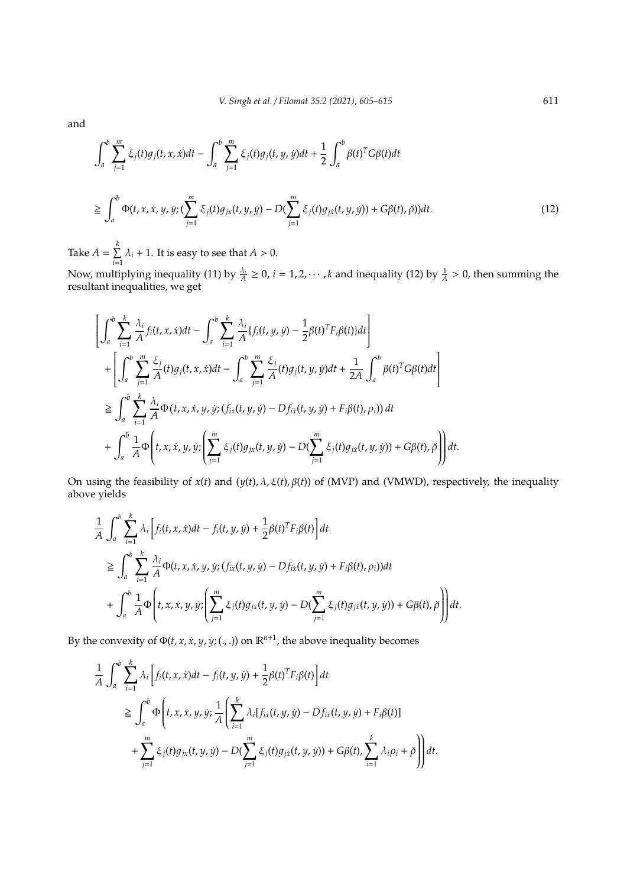and

$$\int_a^b \sum_{j=1}^m \xi_j(t) g_j(t,x,\dot{x})dt - \int_a^b \sum_{j=1}^m \xi_j(t) g_j(t,y,\dot{y})dt + \frac{1}{2}\int_a^b \beta(t)^T G\beta(t)dt$$

$$\geqq \int_a^b \Phi(t,x,\dot{x},y,\dot{y};(\sum_{j=1}^m \xi_j(t) g_{jx}(t,y,\dot{y}) - D(\sum_{j=1}^m \xi_j(t) g_{j\dot{x}}(t,y,\dot{y})) + G\beta(t),\breve{\rho}))dt. \tag{12}$$

Take $A = \sum_{i=1}^k \lambda_i + 1$. It is easy to see that $A > 0$.

Now, multiplying inequality (11) by $\frac{\lambda_i}{A} \geq 0$, $i = 1,2,\cdots,k$ and inequality (12) by $\frac{1}{A} > 0$, then summing the resultant inequalities, we get

$$\left[\int_a^b \sum_{i=1}^k \frac{\lambda_i}{A} f_i(t,x,\dot{x})dt - \int_a^b \sum_{i=1}^k \frac{\lambda_i}{A}\{f_i(t,y,\dot{y}) - \frac{1}{2}\beta(t)^T F_i\beta(t)\}dt\right]$$
$$+ \left[\int_a^b \sum_{j=1}^m \frac{\xi_j}{A}(t) g_j(t,x,\dot{x})dt - \int_a^b \sum_{j=1}^m \frac{\xi_j}{A}(t) g_j(t,y,\dot{y})dt + \frac{1}{2A}\int_a^b \beta(t)^T G\beta(t)dt\right]$$
$$\geqq \int_a^b \sum_{i=1}^k \frac{\lambda_i}{A}\Phi\left(t,x,\dot{x},y,\dot{y};(f_{ix}(t,y,\dot{y}) - Df_{i\dot{x}}(t,y,\dot{y}) + F_i\beta(t),\rho_i)\right)dt$$
$$+ \int_a^b \frac{1}{A}\Phi\left(t,x,\dot{x},y,\dot{y};\left(\sum_{j=1}^m \xi_j(t) g_{jx}(t,y,\dot{y}) - D(\sum_{j=1}^m \xi_j(t) g_{j\dot{x}}(t,y,\dot{y})) + G\beta(t),\breve{\rho}\right)\right)dt.$$

On using the feasibility of $x(t)$ and $(y(t),\lambda,\xi(t),\beta(t))$ of (MVP) and (VMWD), respectively, the inequality above yields

$$\frac{1}{A}\int_a^b \sum_{i=1}^k \lambda_i\left[f_i(t,x,\dot{x})dt - f_i(t,y,\dot{y}) + \frac{1}{2}\beta(t)^T F_i\beta(t)\right]dt$$
$$\geqq \int_a^b \sum_{i=1}^k \frac{\lambda_i}{A}\Phi(t,x,\dot{x},y,\dot{y};(f_{ix}(t,y,\dot{y}) - Df_{i\dot{x}}(t,y,\dot{y}) + F_i\beta(t),\rho_i))dt$$
$$+ \int_a^b \frac{1}{A}\Phi\left(t,x,\dot{x},y,\dot{y};\left(\sum_{j=1}^m \xi_j(t) g_{jx}(t,y,\dot{y}) - D(\sum_{j=1}^m \xi_j(t) g_{j\dot{x}}(t,y,\dot{y})) + G\beta(t),\breve{\rho}\right)\right)dt.$$

By the convexity of $\Phi(t,x,\dot{x},y,\dot{y};(.,.))$ on $\mathbb{R}^{n+1}$, the above inequality becomes

$$\frac{1}{A}\int_a^b \sum_{i=1}^k \lambda_i\left[f_i(t,x,\dot{x})dt - f_i(t,y,\dot{y}) + \frac{1}{2}\beta(t)^T F_i\beta(t)\right]dt$$
$$\geqq \int_a^b \Phi\left(t,x,\dot{x},y,\dot{y};\frac{1}{A}\left(\sum_{i=1}^k \lambda_i[f_{ix}(t,y,\dot{y}) - Df_{i\dot{x}}(t,y,\dot{y}) + F_i\beta(t)]\right.\right.$$
$$\left.\left.+ \sum_{j=1}^m \xi_j(t) g_{jx}(t,y,\dot{y}) - D(\sum_{j=1}^m \xi_j(t) g_{j\dot{x}}(t,y,\dot{y})) + G\beta(t), \sum_{i=1}^k \lambda_i\rho_i + \breve{\rho}\right)\right)dt.$$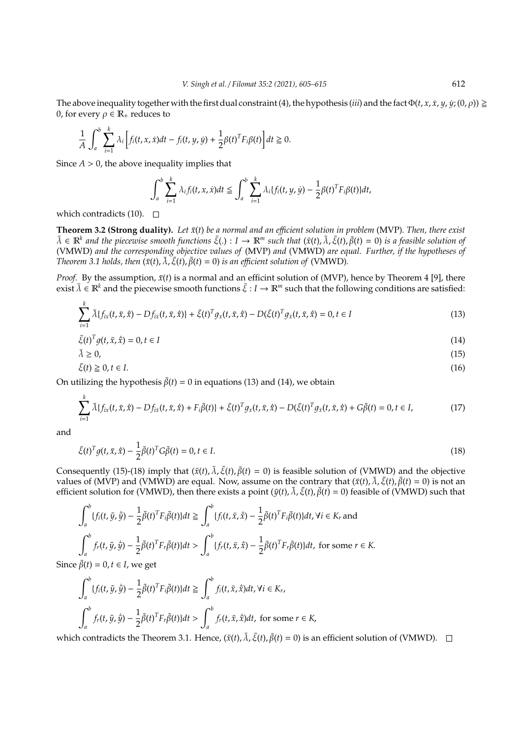The above inequality together with the first dual constraint (4), the hypothesis (*iii*) and the fact $\Phi(t, x, \dot{x}, y, \dot{y}; (0, \rho)) \geqq 0$, for every $\rho \in \mathbb{R}_+$ reduces to

$$\frac{1}{A}\int_a^b \sum_{i=1}^k \lambda_i \left[ f_i(t, x, \dot{x})dt - f_i(t, y, \dot{y}) + \frac{1}{2}\beta(t)^T F_i \beta(t) \right] dt \geqq 0.$$

Since $A > 0$, the above inequality implies that

$$\int_a^b \sum_{i=1}^k \lambda_i f_i(t, x, \dot{x})dt \leqq \int_a^b \sum_{i=1}^k \lambda_i \{ f_i(t, y, \dot{y}) - \frac{1}{2}\beta(t)^T F_i \beta(t) \} dt,$$

which contradicts (10). □

**Theorem 3.2 (Strong duality).** *Let $\bar{x}(t)$ be a normal and an efficient solution in problem* (MVP)*. Then, there exist $\bar{\lambda} \in \mathbb{R}^k$ and the piecewise smooth functions $\bar{\xi}(.) : I \to \mathbb{R}^m$ such that $(\bar{x}(t), \bar{\lambda}, \bar{\xi}(t), \bar{\beta}(t) = 0)$ is a feasible solution of* (VMWD) *and the corresponding objective values of* (MVP) *and* (VMWD) *are equal. Further, if the hypotheses of Theorem 3.1 holds, then $(\bar{x}(t), \bar{\lambda}, \bar{\xi}(t), \bar{\beta}(t) = 0)$ is an efficient solution of* (VMWD)*.*

*Proof.* By the assumption, $\bar{x}(t)$ is a normal and an efficint solution of (MVP), hence by Theorem 4 [9], there exist $\bar{\lambda} \in \mathbb{R}^k$ and the piecewise smooth functions $\bar{\xi} : I \to \mathbb{R}^m$ such that the following conditions are satisfied:

$$\sum_{i=1}^k \bar{\lambda}\{ f_{ix}(t, \bar{x}, \dot{\bar{x}}) - D f_{i\dot{x}}(t, \bar{x}, \dot{\bar{x}})\} + \bar{\xi}(t)^T g_x(t, \bar{x}, \dot{\bar{x}}) - D(\bar{\xi}(t)^T g_{\dot{x}}(t, \bar{x}, \dot{\bar{x}}) = 0, t \in I \tag{13}$$

$$\bar{\xi}(t)^T g(t, \bar{x}, \dot{\bar{x}}) = 0, t \in I \tag{14}$$

$$\bar{\lambda} \geq 0, \tag{15}$$

$$\bar{\xi}(t) \geqq 0, t \in I. \tag{16}$$

On utilizing the hypothesis $\bar{\beta}(t) = 0$ in equations (13) and (14), we obtain

$$\sum_{i=1}^k \bar{\lambda}\{ f_{ix}(t, \bar{x}, \dot{\bar{x}}) - D f_{i\dot{x}}(t, \bar{x}, \dot{\bar{x}}) + F_i \bar{\beta}(t)\} + \bar{\xi}(t)^T g_x(t, \bar{x}, \dot{\bar{x}}) - D(\bar{\xi}(t)^T g_{\dot{x}}(t, \bar{x}, \dot{\bar{x}}) + G\bar{\beta}(t) = 0, t \in I, \tag{17}$$

and

$$\bar{\xi}(t)^T g(t, \bar{x}, \dot{\bar{x}}) - \frac{1}{2}\bar{\beta}(t)^T G \bar{\beta}(t) = 0, t \in I. \tag{18}$$

Consequently (15)-(18) imply that $(\bar{x}(t), \bar{\lambda}, \bar{\xi}(t), \bar{\beta}(t) = 0)$ is feasible solution of (VMWD) and the objective values of (MVP) and (VMWD) are equal. Now, assume on the contrary that $(\bar{x}(t), \bar{\lambda}, \bar{\xi}(t), \bar{\beta}(t) = 0)$ is not an efficient solution for (VMWD), then there exists a point $(\bar{y}(t), \tilde{\lambda}, \tilde{\xi}(t), \tilde{\beta}(t) = 0)$ feasible of (VMWD) such that

$$\int_a^b \{ f_i(t, \bar{y}, \dot{\bar{y}}) - \frac{1}{2}\tilde{\beta}(t)^T F_i \tilde{\beta}(t)\} dt \geqq \int_a^b \{ f_i(t, \bar{x}, \dot{\bar{x}}) - \frac{1}{2}\bar{\beta}(t)^T F_i \bar{\beta}(t)\} dt, \forall i \in K_r \text{ and}$$

$$\int_a^b f_r(t, \bar{y}, \dot{\bar{y}}) - \frac{1}{2}\tilde{\beta}(t)^T F_r \tilde{\beta}(t)\} dt > \int_a^b \{ f_r(t, \bar{x}, \dot{\bar{x}}) - \frac{1}{2}\bar{\beta}(t)^T F_r \bar{\beta}(t)\} dt, \text{ for some } r \in K.$$

Since $\tilde{\beta}(t) = 0, t \in I$, we get

$$\int_a^b \{ f_i(t, \bar{y}, \dot{\bar{y}}) - \frac{1}{2}\tilde{\beta}(t)^T F_i \tilde{\beta}(t)\} dt \geqq \int_a^b f_i(t, \bar{x}, \dot{\bar{x}}) dt, \forall i \in K_r,$$

$$\int_a^b f_r(t, \bar{y}, \dot{\bar{y}}) - \frac{1}{2}\tilde{\beta}(t)^T F_r \tilde{\beta}(t)\} dt > \int_a^b f_r(t, \bar{x}, \dot{\bar{x}}) dt, \text{ for some } r \in K,$$

which contradicts the Theorem 3.1. Hence, $(\bar{x}(t), \bar{\lambda}, \bar{\xi}(t), \bar{\beta}(t) = 0)$ is an efficient solution of (VMWD). □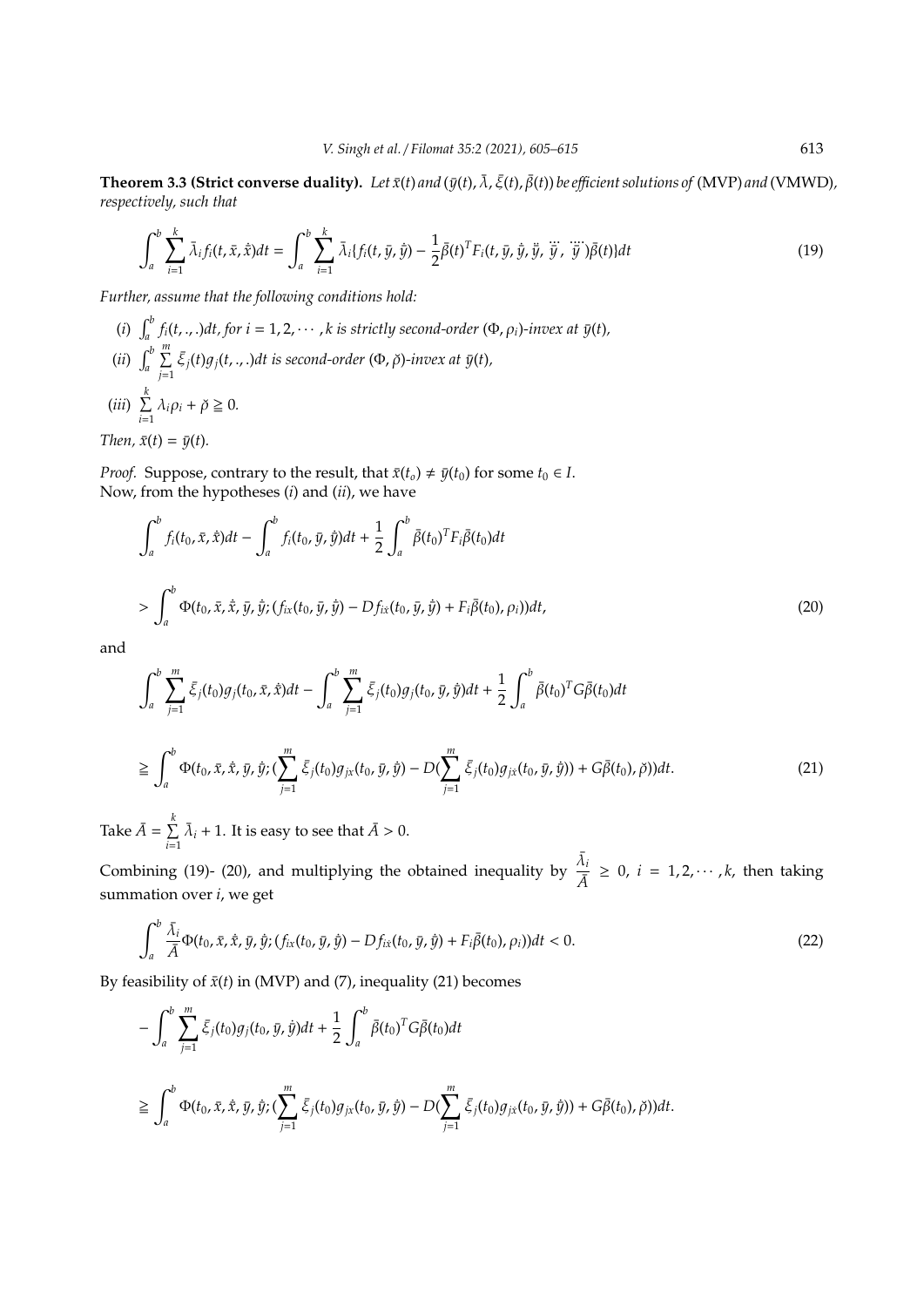**Theorem 3.3 (Strict converse duality).** *Let $\bar{x}(t)$ and $(\bar{y}(t), \bar{\lambda}, \bar{\xi}(t), \bar{\beta}(t))$ be efficient solutions of* (MVP) *and* (VMWD)*, respectively, such that*

$$\int_a^b \sum_{i=1}^k \bar{\lambda}_i f_i(t, \bar{x}, \dot{\bar{x}})dt = \int_a^b \sum_{i=1}^k \bar{\lambda}_i \{f_i(t, \bar{y}, \dot{\bar{y}}) - \frac{1}{2}\bar{\beta}(t)^T F_i(t, \bar{y}, \dot{\bar{y}}, \ddot{\bar{y}}, \dddot{\bar{y}}, \ddddot{\bar{y}})\bar{\beta}(t)\}dt \tag{19}$$

*Further, assume that the following conditions hold:*

(*i*) $\int_a^b f_i(t, ., .)dt$, *for* $i = 1, 2, \cdots, k$ *is strictly second-order* $(\Phi, \rho_i)$*-invex at* $\bar{y}(t)$*,*

(*ii*) $\int_a^b \sum_{j=1}^m \bar{\xi}_j(t) g_j(t, ., .)dt$ *is second-order* $(\Phi, \check{\rho})$*-invex at* $\bar{y}(t)$*,*

(*iii*) $\sum_{i=1}^k \lambda_i \rho_i + \check{\rho} \geqq 0$.

*Then,* $\bar{x}(t) = \bar{y}(t)$.

*Proof.* Suppose, contrary to the result, that $\bar{x}(t_o) \neq \bar{y}(t_0)$ for some $t_0 \in I$.
Now, from the hypotheses (*i*) and (*ii*), we have

$$\int_a^b f_i(t_0, \bar{x}, \dot{\bar{x}})dt - \int_a^b f_i(t_0, \bar{y}, \dot{\bar{y}})dt + \frac{1}{2}\int_a^b \bar{\beta}(t_0)^T F_i \bar{\beta}(t_0)dt$$

$$> \int_a^b \Phi(t_0, \bar{x}, \dot{\bar{x}}, \bar{y}, \dot{\bar{y}}; (f_{ix}(t_0, \bar{y}, \dot{\bar{y}}) - Df_{i\dot{x}}(t_0, \bar{y}, \dot{\bar{y}}) + F_i\bar{\beta}(t_0), \rho_i))dt, \tag{20}$$

and

$$\int_a^b \sum_{j=1}^m \bar{\xi}_j(t_0) g_j(t_0, \bar{x}, \dot{\bar{x}})dt - \int_a^b \sum_{j=1}^m \bar{\xi}_j(t_0) g_j(t_0, \bar{y}, \dot{\bar{y}})dt + \frac{1}{2}\int_a^b \bar{\beta}(t_0)^T G \bar{\beta}(t_0)dt$$

$$\geqq \int_a^b \Phi(t_0, \bar{x}, \dot{\bar{x}}, \bar{y}, \dot{\bar{y}}; (\sum_{j=1}^m \bar{\xi}_j(t_0) g_{jx}(t_0, \bar{y}, \dot{\bar{y}}) - D(\sum_{j=1}^m \bar{\xi}_j(t_0) g_{j\dot{x}}(t_0, \bar{y}, \dot{\bar{y}})) + G\bar{\beta}(t_0), \check{\rho}))dt. \tag{21}$$

Take $\bar{A} = \sum_{i=1}^k \bar{\lambda}_i + 1$. It is easy to see that $\bar{A} > 0$.

Combining (19)- (20), and multiplying the obtained inequality by $\frac{\bar{\lambda}_i}{\bar{A}} \geq 0$, $i = 1, 2, \cdots, k$, then taking summation over $i$, we get

$$\int_a^b \frac{\bar{\lambda}_i}{\bar{A}} \Phi(t_0, \bar{x}, \dot{\bar{x}}, \bar{y}, \dot{\bar{y}}; (f_{ix}(t_0, \bar{y}, \dot{\bar{y}}) - Df_{i\dot{x}}(t_0, \bar{y}, \dot{\bar{y}}) + F_i\bar{\beta}(t_0), \rho_i))dt < 0. \tag{22}$$

By feasibility of $\bar{x}(t)$ in (MVP) and (7), inequality 21 becomes

$$-\int_a^b \sum_{j=1}^m \bar{\xi}_j(t_0) g_j(t_0, \bar{y}, \dot{\bar{y}})dt + \frac{1}{2}\int_a^b \bar{\beta}(t_0)^T G \bar{\beta}(t_0)dt$$

$$\geqq \int_a^b \Phi(t_0, \bar{x}, \dot{\bar{x}}, \bar{y}, \dot{\bar{y}}; (\sum_{j=1}^m \bar{\xi}_j(t_0) g_{jx}(t_0, \bar{y}, \dot{\bar{y}}) - D(\sum_{j=1}^m \bar{\xi}_j(t_0) g_{j\dot{x}}(t_0, \bar{y}, \dot{\bar{y}})) + G\bar{\beta}(t_0), \check{\rho}))dt.$$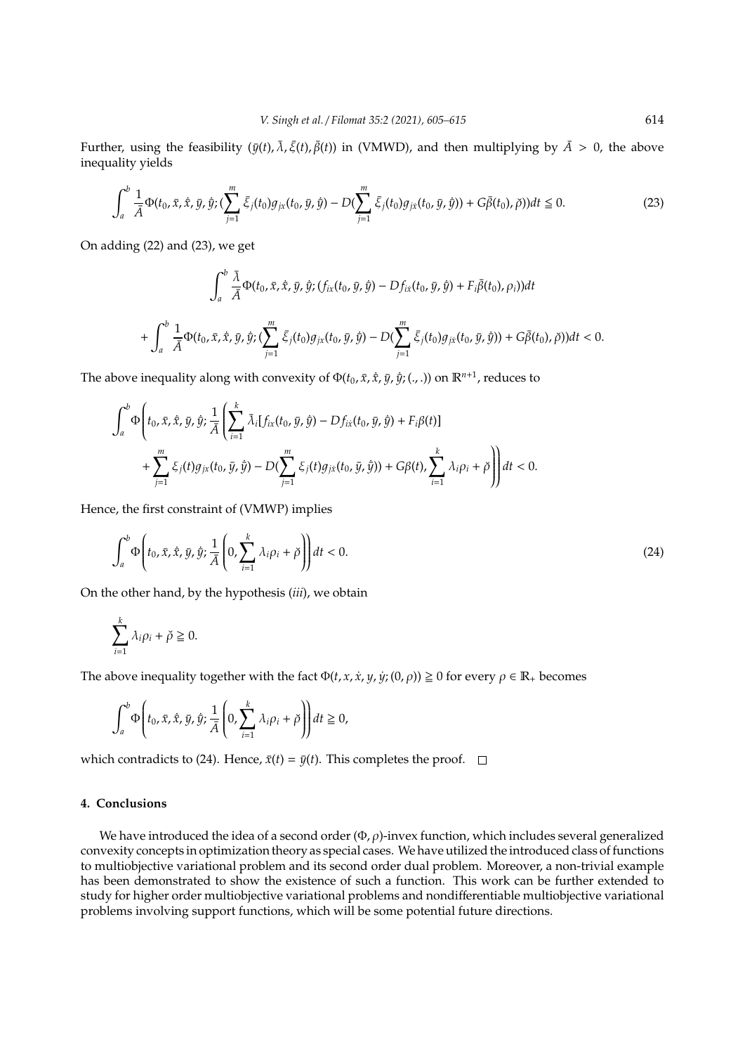Further, using the feasibility $(\bar{y}(t), \bar{\lambda}, \bar{\xi}(t), \bar{\beta}(t))$ in (VMWD), and then multiplying by $\bar{A} > 0$, the above inequality yields

$$\int_a^b \frac{1}{\bar{A}} \Phi(t_0, \bar{x}, \dot{\bar{x}}, \bar{y}, \dot{\bar{y}}; (\sum_{j=1}^m \bar{\xi}_j(t_0) g_{jx}(t_0, \bar{y}, \dot{\bar{y}}) - D(\sum_{j=1}^m \bar{\xi}_j(t_0) g_{j\dot{x}}(t_0, \bar{y}, \dot{\bar{y}})) + G\bar{\beta}(t_0), \breve{\rho}))dt \leqq 0. \tag{23}$$

On adding (22) and (23), we get

$$\int_a^b \frac{\bar{\lambda}}{\bar{A}} \Phi(t_0, \bar{x}, \dot{\bar{x}}, \bar{y}, \dot{\bar{y}}; (f_{ix}(t_0, \bar{y}, \dot{\bar{y}}) - Df_{i\dot{x}}(t_0, \bar{y}, \dot{\bar{y}}) + F_i\bar{\beta}(t_0), \rho_i))dt$$

$$+ \int_a^b \frac{1}{\bar{A}} \Phi(t_0, \bar{x}, \dot{\bar{x}}, \bar{y}, \dot{\bar{y}}; (\sum_{j=1}^m \bar{\xi}_j(t_0) g_{jx}(t_0, \bar{y}, \dot{\bar{y}}) - D(\sum_{j=1}^m \bar{\xi}_j(t_0) g_{j\dot{x}}(t_0, \bar{y}, \dot{\bar{y}})) + G\bar{\beta}(t_0), \breve{\rho}))dt < 0.$$

The above inequality along with convexity of $\Phi(t_0, \bar{x}, \dot{\bar{x}}, \bar{y}, \dot{\bar{y}}; (.,.))$ on $\mathbb{R}^{n+1}$, reduces to

$$\int_a^b \Phi\left(t_0, \bar{x}, \dot{\bar{x}}, \bar{y}, \dot{\bar{y}}; \frac{1}{\bar{A}}\left(\sum_{i=1}^k \bar{\lambda}_i[f_{ix}(t_0, \bar{y}, \dot{\bar{y}}) - Df_{i\dot{x}}(t_0, \bar{y}, \dot{\bar{y}}) + F_i\beta(t)] \right.\right.$$
$$\left.\left. + \sum_{j=1}^m \xi_j(t) g_{jx}(t_0, \bar{y}, \dot{\bar{y}}) - D(\sum_{j=1}^m \xi_j(t) g_{j\dot{x}}(t_0, \bar{y}, \dot{\bar{y}})) + G\beta(t), \sum_{i=1}^k \lambda_i \rho_i + \breve{\rho}\right)\right)dt < 0.$$

Hence, the first constraint of (VMWP) implies

$$\int_a^b \Phi\left(t_0, \bar{x}, \dot{\bar{x}}, \bar{y}, \dot{\bar{y}}; \frac{1}{\bar{A}}\left(0, \sum_{i=1}^k \lambda_i \rho_i + \breve{\rho}\right)\right)dt < 0. \tag{24}$$

On the other hand, by the hypothesis (*iii*), we obtain

$$\sum_{i=1}^k \lambda_i \rho_i + \breve{\rho} \geqq 0.$$

The above inequality together with the fact $\Phi(t, x, \dot{x}, y, \dot{y}; (0, \rho)) \geqq 0$ for every $\rho \in \mathbb{R}_+$ becomes

$$\int_a^b \Phi\left(t_0, \bar{x}, \dot{\bar{x}}, \bar{y}, \dot{\bar{y}}; \frac{1}{\bar{A}}\left(0, \sum_{i=1}^k \lambda_i \rho_i + \breve{\rho}\right)\right)dt \geqq 0,$$

which contradicts to (24). Hence, $\bar{x}(t) = \bar{y}(t)$. This completes the proof. □

## 4. Conclusions

We have introduced the idea of a second order $(\Phi, \rho)$-invex function, which includes several generalized convexity concepts in optimization theory as special cases. We have utilized the introduced class of functions to multiobjective variational problem and its second order dual problem. Moreover, a non-trivial example has been demonstrated to show the existence of such a function. This work can be further extended to study for higher order multiobjective variational problems and nondifferentiable multiobjective variational problems involving support functions, which will be some potential future directions.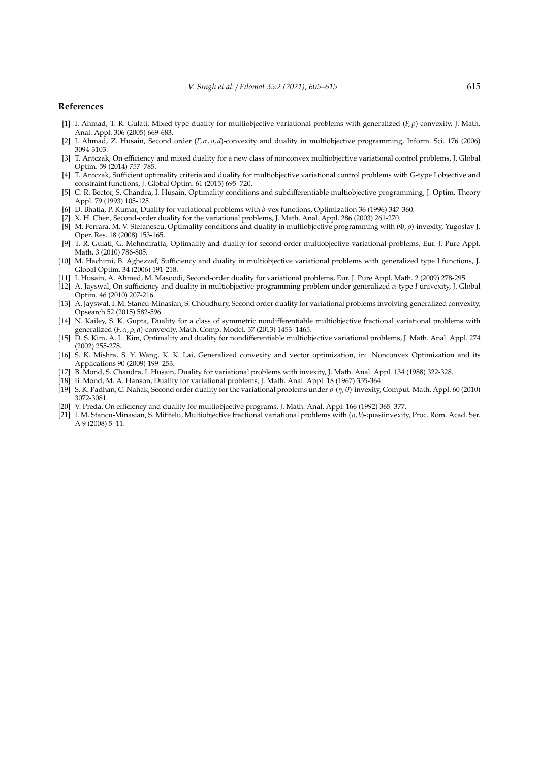## References

[1] I. Ahmad, T. R. Gulati, Mixed type duality for multiobjective variational problems with generalized $(F, \rho)$-convexity, J. Math. Anal. Appl. 306 (2005) 669-683.

[2] I. Ahmad, Z. Husain, Second order $(F, \alpha, \rho, d)$-convexity and duality in multiobjective programming, Inform. Sci. 176 (2006) 3094-3103.

[3] T. Antczak, On efficiency and mixed duality for a new class of nonconvex multiobjective variational control problems, J. Global Optim. 59 (2014) 757–785.

[4] T. Antczak, Sufficient optimality criteria and duality for multiobjective variational control problems with G-type I objective and constraint functions, J. Global Optim. 61 (2015) 695–720.

[5] C. R. Bector, S. Chandra, I. Husain, Optimality conditions and subdifferentiable multiobjective programming, J. Optim. Theory Appl. 79 (1993) 105-125.

[6] D. Bhatia, P. Kumar, Duality for variational problems with $b$-vex functions, Optimization 36 (1996) 347-360.

[7] X. H. Chen, Second-order duality for the variational problems, J. Math. Anal. Appl. 286 (2003) 261-270.

[8] M. Ferrara, M. V. Stefanescu, Optimality conditions and duality in multiobjective programming with $(\Phi, \rho)$-invexity, Yugoslav J. Oper. Res. 18 (2008) 153-165.

[9] T. R. Gulati, G. Mehndiratta, Optimality and duality for second-order multiobjective variational problems, Eur. J. Pure Appl. Math. 3 (2010) 786-805.

[10] M. Hachimi, B. Aghezzaf, Sufficiency and duality in multiobjective variational problems with generalized type I functions, J. Global Optim. 34 (2006) 191-218.

[11] I. Husain, A. Ahmed, M. Masoodi, Second-order duality for variational problems, Eur. J. Pure Appl. Math. 2 (2009) 278-295.

[12] A. Jayswal, On sufficiency and duality in multiobjective programming problem under generalized $\alpha$-type $I$ univexity, J. Global Optim. 46 (2010) 207-216.

[13] A. Jayswal, I. M. Stancu-Minasian, S. Choudhury, Second order duality for variational problems involving generalized convexity, Opsearch 52 (2015) 582-596.

[14] N. Kailey, S. K. Gupta, Duality for a class of symmetric nondifferentiable multiobjective fractional variational problems with generalized $(F, \alpha, \rho, d)$-convexity, Math. Comp. Model. 57 (2013) 1453–1465.

[15] D. S. Kim, A. L. Kim, Optimality and duality for nondifferentiable multiobjective variational problems, J. Math. Anal. Appl. 274 (2002) 255-278.

[16] S. K. Mishra, S. Y. Wang, K. K. Lai, Generalized convexity and vector optimization, in: Nonconvex Optimization and its Applications 90 (2009) 199–253.

[17] B. Mond, S. Chandra, I. Husain, Duality for variational problems with invexity, J. Math. Anal. Appl. 134 (1988) 322-328.

[18] B. Mond, M. A. Hanson, Duality for variational problems, J. Math. Anal. Appl. 18 (1967) 355-364.

[19] S. K. Padhan, C. Nahak, Second order duality for the variational problems under $\rho$-$(\eta, \theta)$-invexity, Comput. Math. Appl. 60 (2010) 3072-3081.

[20] V. Preda, On efficiency and duality for multiobjective programs, J. Math. Anal. Appl. 166 (1992) 365–377.

[21] I. M. Stancu-Minasian, S. Mititelu, Multiobjective fractional variational problems with $(\rho, b)$-quasiinvexity, Proc. Rom. Acad. Ser. A 9 (2008) 5–11.